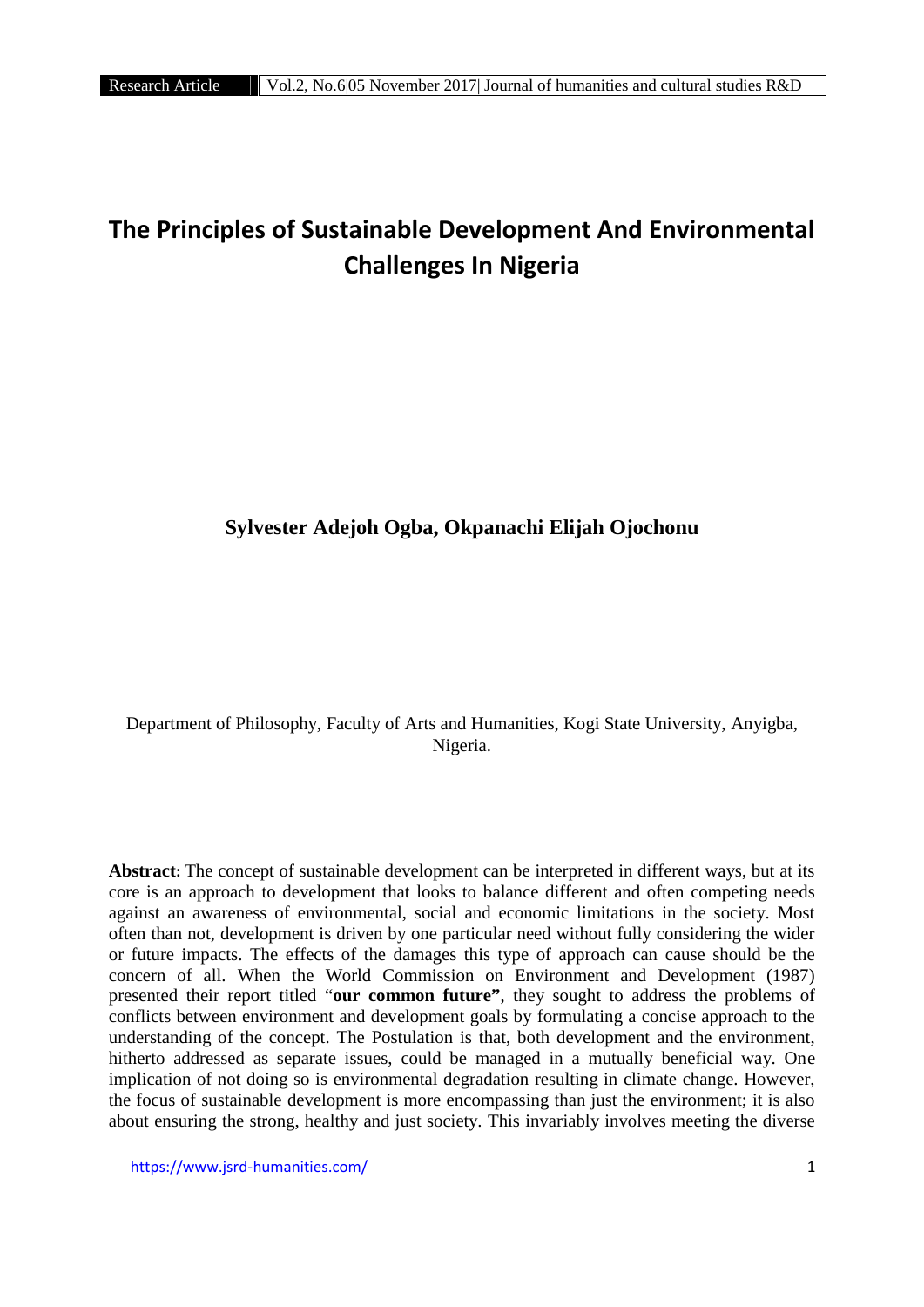# The Principles of Sustainable Development And Environmental Challenges In Nigeria

**Sylvester Adejoh Ogba, Okpanachi Elijah Ojochonu**

Department of Philosophy, Faculty of Arts and Humanities, Kogi State University, Anyigba, Nigeria.

**Abstract:** The concept of sustainable development can be interpreted in different ways, but at its core is an approach to development that looks to balance different and often competing needs against an awareness of environmental, social and economic limitations in the society. Most often than not, development is driven by one particular need without fully considering the wider or future impacts. The effects of the damages this type of approach can cause should be the concern of all. When the World Commission on Environment and Development (1987) presented their report titled "**our common future"**, they sought to address the problems of conflicts between environment and development goals by formulating a concise approach to the understanding of the concept. The Postulation is that, both development and the environment, hitherto addressed as separate issues, could be managed in a mutually beneficial way. One implication of not doing so is environmental degradation resulting in climate change. However, the focus of sustainable development is more encompassing than just the environment; it is also about ensuring the strong, healthy and just society. This invariably involves meeting the diverse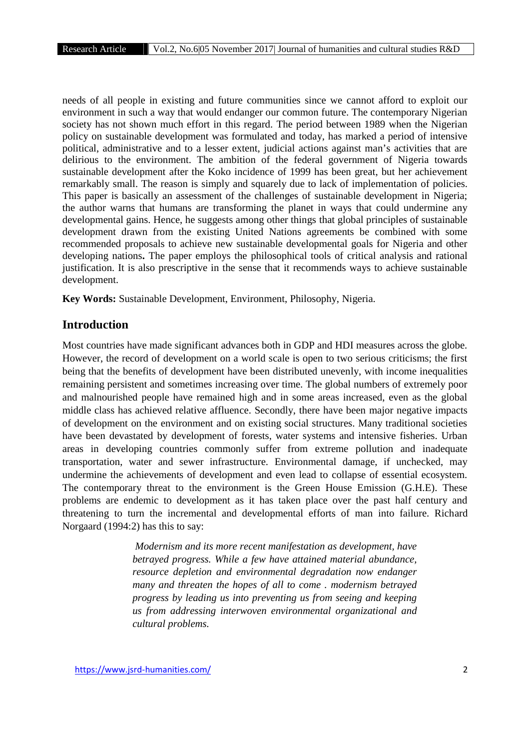needs of all people in existing and future communities since we cannot afford to exploit our environment in such a way that would endanger our common future. The contemporary Nigerian society has not shown much effort in this regard. The period between 1989 when the Nigerian policy on sustainable development was formulated and today, has marked a period of intensive political, administrative and to a lesser extent, judicial actions against man's activities that are delirious to the environment. The ambition of the federal government of Nigeria towards sustainable development after the Koko incidence of 1999 has been great, but her achievement remarkably small. The reason is simply and squarely due to lack of implementation of policies. This paper is basically an assessment of the challenges of sustainable development in Nigeria; the author warns that humans are transforming the planet in ways that could undermine any developmental gains. Hence, he suggests among other things that global principles of sustainable development drawn from the existing United Nations agreements be combined with some recommended proposals to achieve new sustainable developmental goals for Nigeria and other developing nations**.** The paper employs the philosophical tools of critical analysis and rational justification. It is also prescriptive in the sense that it recommends ways to achieve sustainable development.

**Key Words:** Sustainable Development, Environment, Philosophy, Nigeria.

## Introduction

Most countries have made significant advances both in GDP and HDI measures across the globe. However, the record of development on a world scale is open to two serious criticisms; the first being that the benefits of development have been distributed unevenly, with income inequalities remaining persistent and sometimes increasing over time. The global numbers of extremely poor and malnourished people have remained high and in some areas increased, even as the global middle class has achieved relative affluence. Secondly, there have been major negative impacts of development on the environment and on existing social structures. Many traditional societies have been devastated by development of forests, water systems and intensive fisheries. Urban areas in developing countries commonly suffer from extreme pollution and inadequate transportation, water and sewer infrastructure. Environmental damage, if unchecked, may undermine the achievements of development and even lead to collapse of essential ecosystem. The contemporary threat to the environment is the Green House Emission (G.H.E). These problems are endemic to development as it has taken place over the past half century and threatening to turn the incremental and developmental efforts of man into failure. Richard Norgaard (1994:2) has this to say:

> *Modernism and its more recent manifestation as development, have betrayed progress. While a few have attained material abundance, resource depletion and environmental degradation now endanger many and threaten the hopes of all to come . modernism betrayed progress by leading us into preventing us from seeing and keeping us from addressing interwoven environmental organizational and cultural problems.*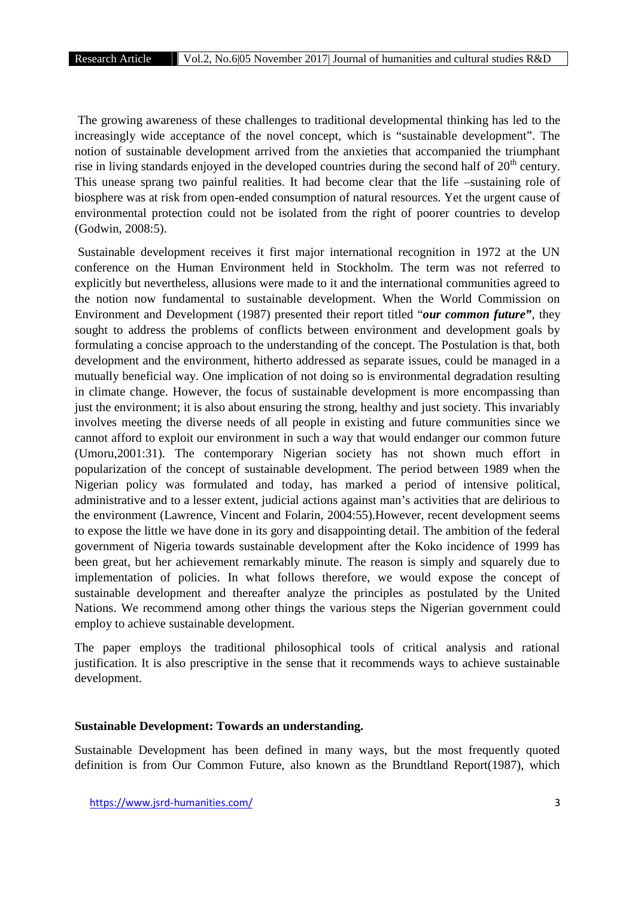The growing awareness of these challenges to traditional developmental thinking has led to the increasingly wide acceptance of the novel concept, which is "sustainable development". The notion of sustainable development arrived from the anxieties that accompanied the triumphant rise in living standards enjoyed in the developed countries during the second half of 20th century. This unease sprang two painful realities. It had become clear that the life –sustaining role of biosphere was at risk from open-ended consumption of natural resources. Yet the urgent cause of environmental protection could not be isolated from the right of poorer countries to develop (Godwin, 2008:5).

Sustainable development receives it first major international recognition in 1972 at the UN conference on the Human Environment held in Stockholm. The term was not referred to explicitly but nevertheless, allusions were made to it and the international communities agreed to the notion now fundamental to sustainable development. When the World Commission on Environment and Development (1987) presented their report titled "***our common future***", they sought to address the problems of conflicts between environment and development goals by formulating a concise approach to the understanding of the concept. The Postulation is that, both development and the environment, hitherto addressed as separate issues, could be managed in a mutually beneficial way. One implication of not doing so is environmental degradation resulting in climate change. However, the focus of sustainable development is more encompassing than just the environment; it is also about ensuring the strong, healthy and just society. This invariably involves meeting the diverse needs of all people in existing and future communities since we cannot afford to exploit our environment in such a way that would endanger our common future (Umoru,2001:31). The contemporary Nigerian society has not shown much effort in popularization of the concept of sustainable development. The period between 1989 when the Nigerian policy was formulated and today, has marked a period of intensive political, administrative and to a lesser extent, judicial actions against man's activities that are delirious to the environment (Lawrence, Vincent and Folarin, 2004:55).However, recent development seems to expose the little we have done in its gory and disappointing detail. The ambition of the federal government of Nigeria towards sustainable development after the Koko incidence of 1999 has been great, but her achievement remarkably minute. The reason is simply and squarely due to implementation of policies. In what follows therefore, we would expose the concept of sustainable development and thereafter analyze the principles as postulated by the United Nations. We recommend among other things the various steps the Nigerian government could employ to achieve sustainable development.

The paper employs the traditional philosophical tools of critical analysis and rational justification. It is also prescriptive in the sense that it recommends ways to achieve sustainable development.

**Sustainable Development: Towards an understanding.**

Sustainable Development has been defined in many ways, but the most frequently quoted definition is from Our Common Future, also known as the Brundtland Report(1987), which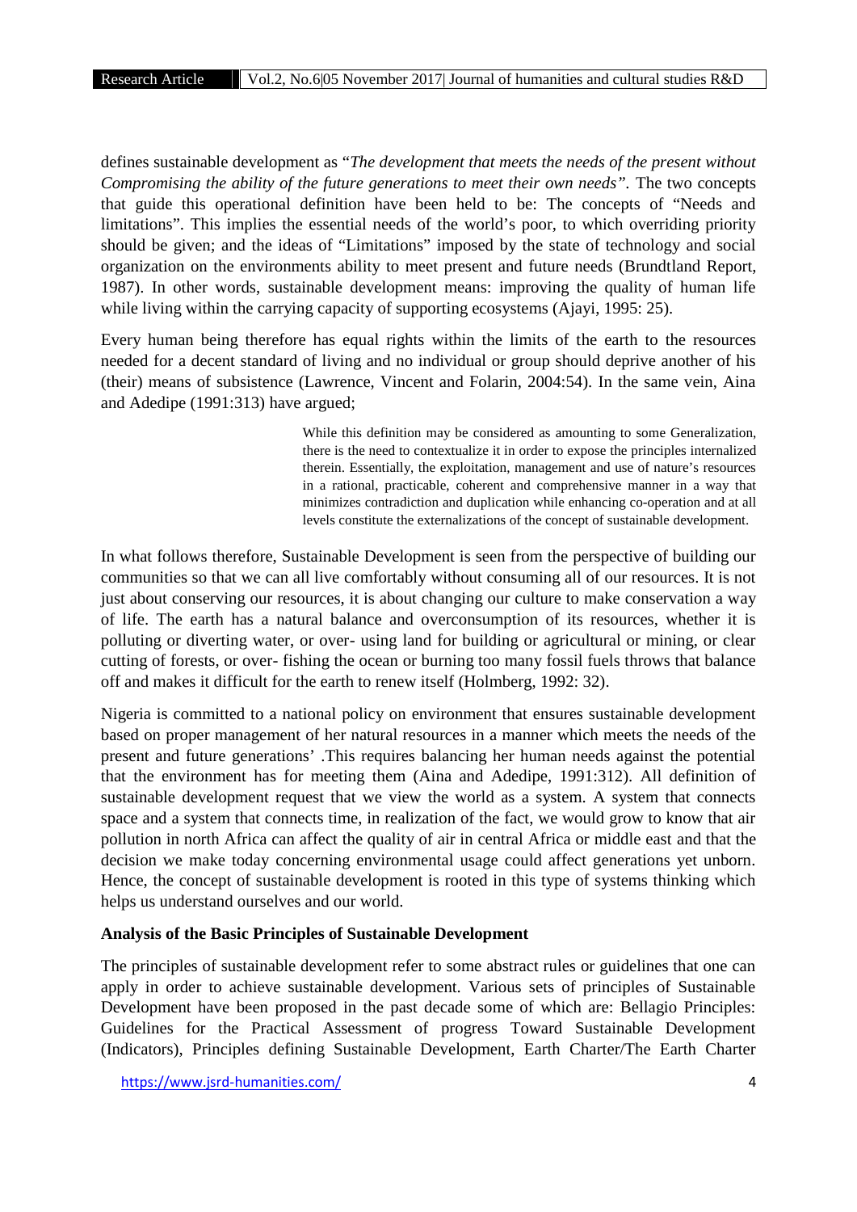defines sustainable development as "*The development that meets the needs of the present without Compromising the ability of the future generations to meet their own needs".* The two concepts that guide this operational definition have been held to be: The concepts of "Needs and limitations". This implies the essential needs of the world's poor, to which overriding priority should be given; and the ideas of "Limitations" imposed by the state of technology and social organization on the environments ability to meet present and future needs (Brundtland Report, 1987). In other words, sustainable development means: improving the quality of human life while living within the carrying capacity of supporting ecosystems (Ajayi, 1995: 25).

Every human being therefore has equal rights within the limits of the earth to the resources needed for a decent standard of living and no individual or group should deprive another of his (their) means of subsistence (Lawrence, Vincent and Folarin, 2004:54). In the same vein, Aina and Adedipe (1991:313) have argued;

> While this definition may be considered as amounting to some Generalization, there is the need to contextualize it in order to expose the principles internalized therein. Essentially, the exploitation, management and use of nature's resources in a rational, practicable, coherent and comprehensive manner in a way that minimizes contradiction and duplication while enhancing co-operation and at all levels constitute the externalizations of the concept of sustainable development.

In what follows therefore, Sustainable Development is seen from the perspective of building our communities so that we can all live comfortably without consuming all of our resources. It is not just about conserving our resources, it is about changing our culture to make conservation a way of life. The earth has a natural balance and overconsumption of its resources, whether it is polluting or diverting water, or over- using land for building or agricultural or mining, or clear cutting of forests, or over- fishing the ocean or burning too many fossil fuels throws that balance off and makes it difficult for the earth to renew itself (Holmberg, 1992: 32).

Nigeria is committed to a national policy on environment that ensures sustainable development based on proper management of her natural resources in a manner which meets the needs of the present and future generations' .This requires balancing her human needs against the potential that the environment has for meeting them (Aina and Adedipe, 1991:312). All definition of sustainable development request that we view the world as a system. A system that connects space and a system that connects time, in realization of the fact, we would grow to know that air pollution in north Africa can affect the quality of air in central Africa or middle east and that the decision we make today concerning environmental usage could affect generations yet unborn. Hence, the concept of sustainable development is rooted in this type of systems thinking which helps us understand ourselves and our world.

**Analysis of the Basic Principles of Sustainable Development**

The principles of sustainable development refer to some abstract rules or guidelines that one can apply in order to achieve sustainable development. Various sets of principles of Sustainable Development have been proposed in the past decade some of which are: Bellagio Principles: Guidelines for the Practical Assessment of progress Toward Sustainable Development (Indicators), Principles defining Sustainable Development, Earth Charter/The Earth Charter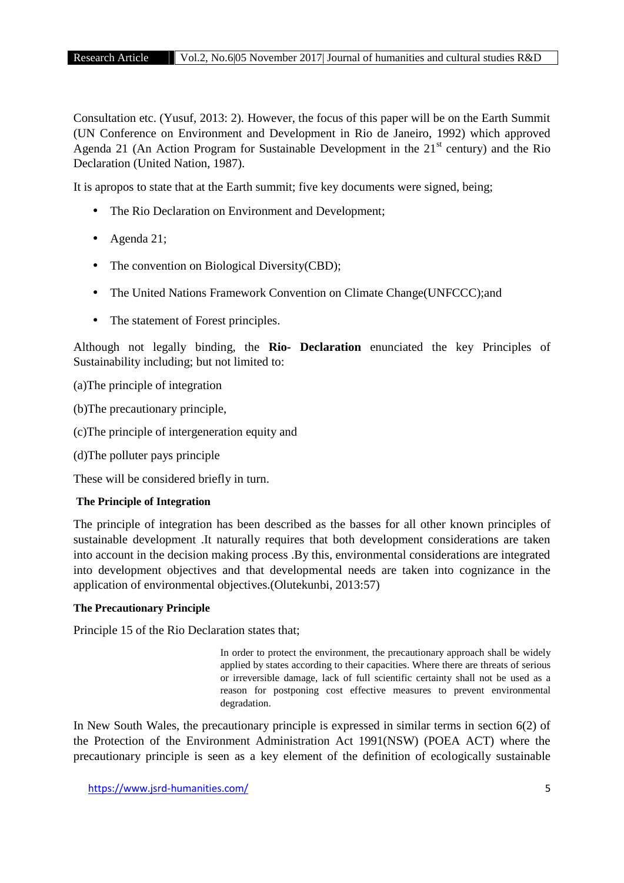Consultation etc. (Yusuf, 2013: 2). However, the focus of this paper will be on the Earth Summit (UN Conference on Environment and Development in Rio de Janeiro, 1992) which approved Agenda 21 (An Action Program for Sustainable Development in the 21st century) and the Rio Declaration (United Nation, 1987).

It is apropos to state that at the Earth summit; five key documents were signed, being;

- The Rio Declaration on Environment and Development;
- Agenda 21;
- The convention on Biological Diversity(CBD);
- The United Nations Framework Convention on Climate Change(UNFCCC);and
- The statement of Forest principles.

Although not legally binding, the **Rio- Declaration** enunciated the key Principles of Sustainability including; but not limited to:

(a)The principle of integration

(b)The precautionary principle,

(c)The principle of intergeneration equity and

(d)The polluter pays principle

These will be considered briefly in turn.

**The Principle of Integration**

The principle of integration has been described as the basses for all other known principles of sustainable development .It naturally requires that both development considerations are taken into account in the decision making process .By this, environmental considerations are integrated into development objectives and that developmental needs are taken into cognizance in the application of environmental objectives.(Olutekunbi, 2013:57)

**The Precautionary Principle**

Principle 15 of the Rio Declaration states that;

> In order to protect the environment, the precautionary approach shall be widely applied by states according to their capacities. Where there are threats of serious or irreversible damage, lack of full scientific certainty shall not be used as a reason for postponing cost effective measures to prevent environmental degradation.

In New South Wales, the precautionary principle is expressed in similar terms in section 6(2) of the Protection of the Environment Administration Act 1991(NSW) (POEA ACT) where the precautionary principle is seen as a key element of the definition of ecologically sustainable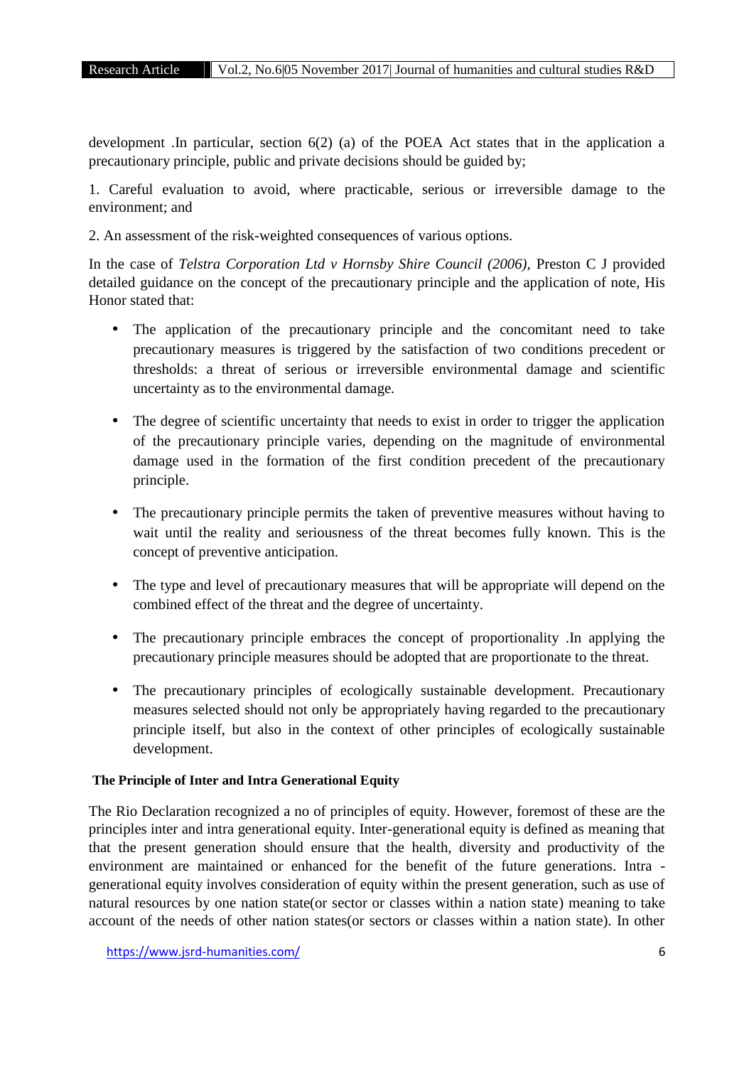development .In particular, section 6(2) (a) of the POEA Act states that in the application a precautionary principle, public and private decisions should be guided by;

1. Careful evaluation to avoid, where practicable, serious or irreversible damage to the environment; and

2. An assessment of the risk-weighted consequences of various options.

In the case of *Telstra Corporation Ltd v Hornsby Shire Council (2006),* Preston C J provided detailed guidance on the concept of the precautionary principle and the application of note, His Honor stated that:

- The application of the precautionary principle and the concomitant need to take precautionary measures is triggered by the satisfaction of two conditions precedent or thresholds: a threat of serious or irreversible environmental damage and scientific uncertainty as to the environmental damage.

- The degree of scientific uncertainty that needs to exist in order to trigger the application of the precautionary principle varies, depending on the magnitude of environmental damage used in the formation of the first condition precedent of the precautionary principle.

- The precautionary principle permits the taken of preventive measures without having to wait until the reality and seriousness of the threat becomes fully known. This is the concept of preventive anticipation.

- The type and level of precautionary measures that will be appropriate will depend on the combined effect of the threat and the degree of uncertainty.

- The precautionary principle embraces the concept of proportionality .In applying the precautionary principle measures should be adopted that are proportionate to the threat.

- The precautionary principles of ecologically sustainable development. Precautionary measures selected should not only be appropriately having regarded to the precautionary principle itself, but also in the context of other principles of ecologically sustainable development.

**The Principle of Inter and Intra Generational Equity**

The Rio Declaration recognized a no of principles of equity. However, foremost of these are the principles inter and intra generational equity. Inter-generational equity is defined as meaning that that the present generation should ensure that the health, diversity and productivity of the environment are maintained or enhanced for the benefit of the future generations. Intra - generational equity involves consideration of equity within the present generation, such as use of natural resources by one nation state(or sector or classes within a nation state) meaning to take account of the needs of other nation states(or sectors or classes within a nation state). In other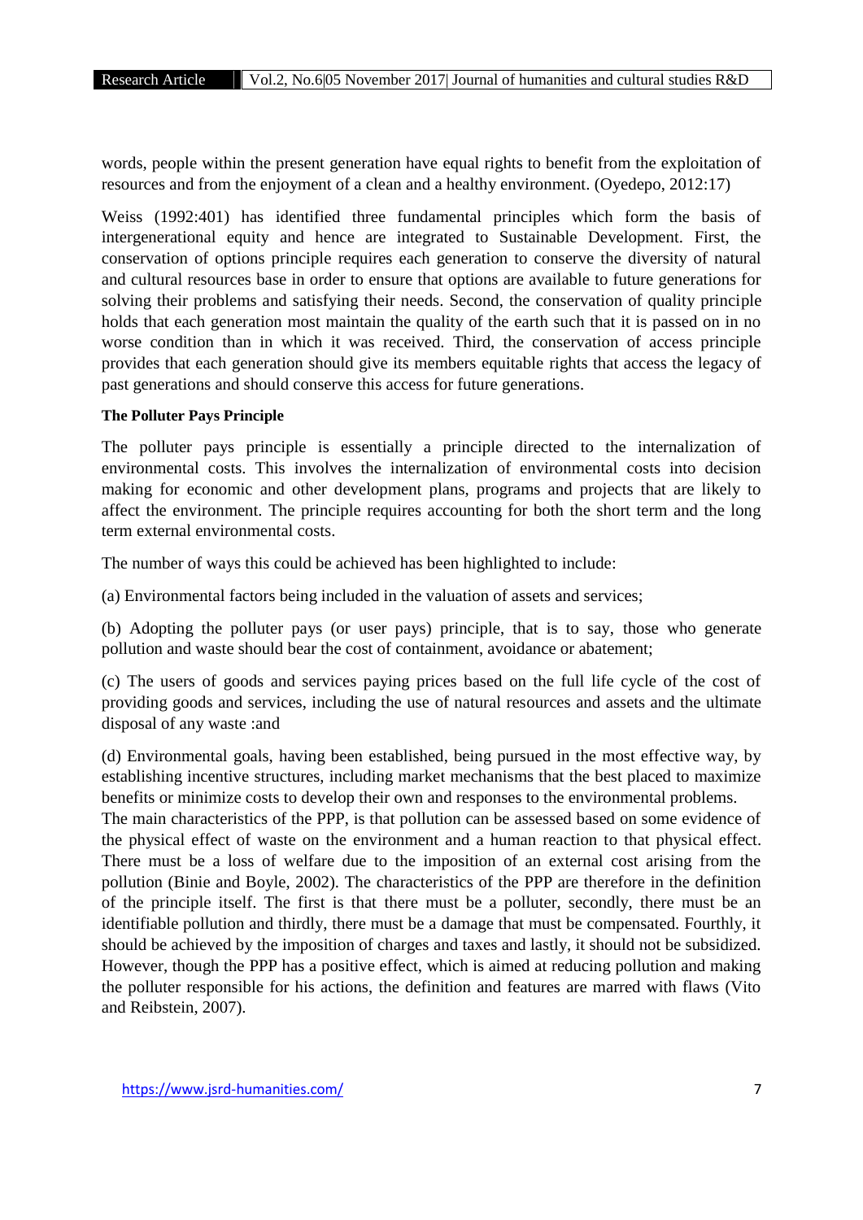words, people within the present generation have equal rights to benefit from the exploitation of resources and from the enjoyment of a clean and a healthy environment. (Oyedepo, 2012:17)

Weiss (1992:401) has identified three fundamental principles which form the basis of intergenerational equity and hence are integrated to Sustainable Development. First, the conservation of options principle requires each generation to conserve the diversity of natural and cultural resources base in order to ensure that options are available to future generations for solving their problems and satisfying their needs. Second, the conservation of quality principle holds that each generation most maintain the quality of the earth such that it is passed on in no worse condition than in which it was received. Third, the conservation of access principle provides that each generation should give its members equitable rights that access the legacy of past generations and should conserve this access for future generations.

**The Polluter Pays Principle**

The polluter pays principle is essentially a principle directed to the internalization of environmental costs. This involves the internalization of environmental costs into decision making for economic and other development plans, programs and projects that are likely to affect the environment. The principle requires accounting for both the short term and the long term external environmental costs.

The number of ways this could be achieved has been highlighted to include:

(a) Environmental factors being included in the valuation of assets and services;

(b) Adopting the polluter pays (or user pays) principle, that is to say, those who generate pollution and waste should bear the cost of containment, avoidance or abatement;

(c) The users of goods and services paying prices based on the full life cycle of the cost of providing goods and services, including the use of natural resources and assets and the ultimate disposal of any waste :and

(d) Environmental goals, having been established, being pursued in the most effective way, by establishing incentive structures, including market mechanisms that the best placed to maximize benefits or minimize costs to develop their own and responses to the environmental problems.
The main characteristics of the PPP, is that pollution can be assessed based on some evidence of the physical effect of waste on the environment and a human reaction to that physical effect. There must be a loss of welfare due to the imposition of an external cost arising from the pollution (Binie and Boyle, 2002). The characteristics of the PPP are therefore in the definition of the principle itself. The first is that there must be a polluter, secondly, there must be an identifiable pollution and thirdly, there must be a damage that must be compensated. Fourthly, it should be achieved by the imposition of charges and taxes and lastly, it should not be subsidized. However, though the PPP has a positive effect, which is aimed at reducing pollution and making the polluter responsible for his actions, the definition and features are marred with flaws (Vito and Reibstein, 2007).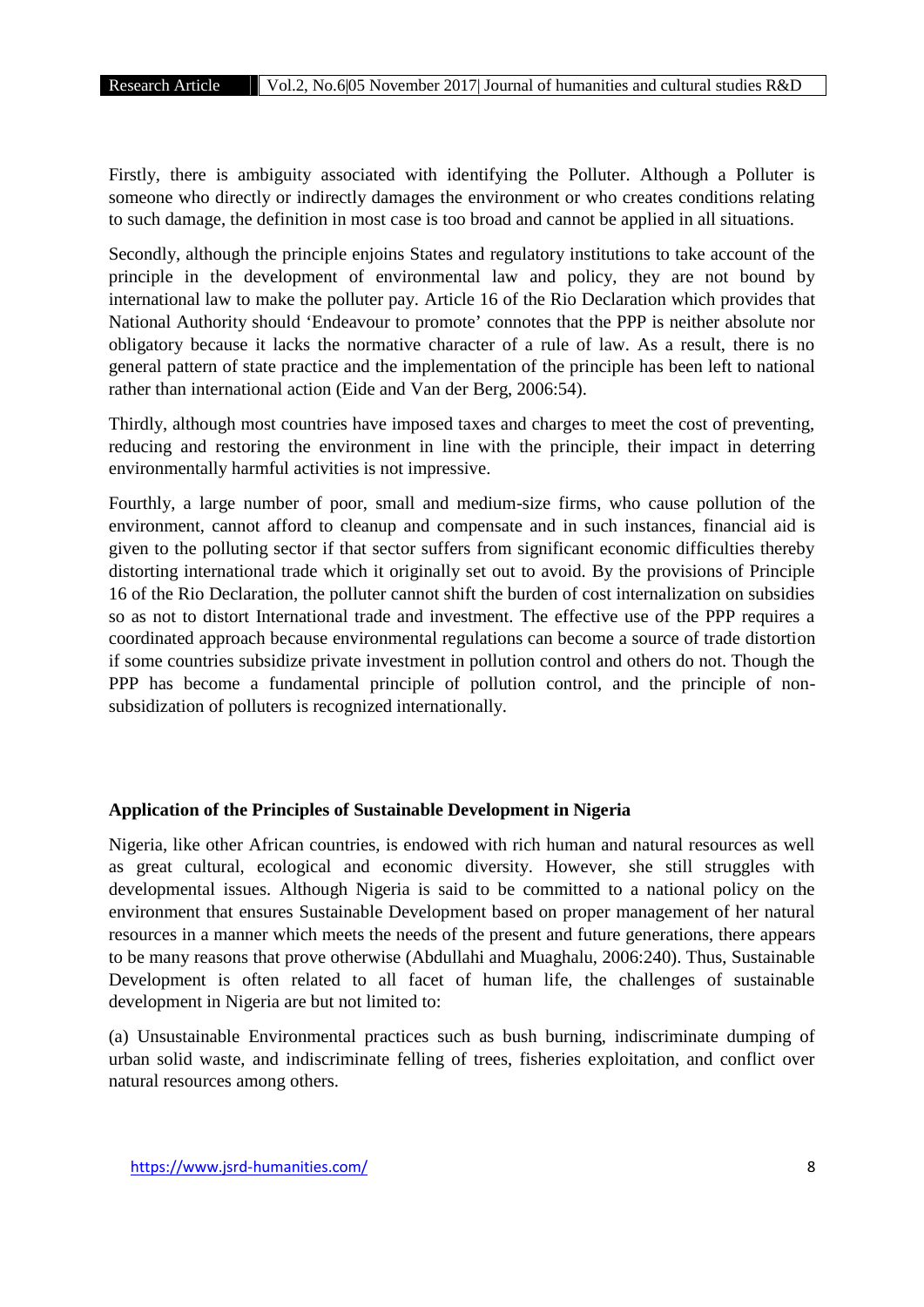Firstly, there is ambiguity associated with identifying the Polluter. Although a Polluter is someone who directly or indirectly damages the environment or who creates conditions relating to such damage, the definition in most case is too broad and cannot be applied in all situations.

Secondly, although the principle enjoins States and regulatory institutions to take account of the principle in the development of environmental law and policy, they are not bound by international law to make the polluter pay. Article 16 of the Rio Declaration which provides that National Authority should 'Endeavour to promote' connotes that the PPP is neither absolute nor obligatory because it lacks the normative character of a rule of law. As a result, there is no general pattern of state practice and the implementation of the principle has been left to national rather than international action (Eide and Van der Berg, 2006:54).

Thirdly, although most countries have imposed taxes and charges to meet the cost of preventing, reducing and restoring the environment in line with the principle, their impact in deterring environmentally harmful activities is not impressive.

Fourthly, a large number of poor, small and medium-size firms, who cause pollution of the environment, cannot afford to cleanup and compensate and in such instances, financial aid is given to the polluting sector if that sector suffers from significant economic difficulties thereby distorting international trade which it originally set out to avoid. By the provisions of Principle 16 of the Rio Declaration, the polluter cannot shift the burden of cost internalization on subsidies so as not to distort International trade and investment. The effective use of the PPP requires a coordinated approach because environmental regulations can become a source of trade distortion if some countries subsidize private investment in pollution control and others do not. Though the PPP has become a fundamental principle of pollution control, and the principle of non-subsidization of polluters is recognized internationally.

## Application of the Principles of Sustainable Development in Nigeria

Nigeria, like other African countries, is endowed with rich human and natural resources as well as great cultural, ecological and economic diversity. However, she still struggles with developmental issues. Although Nigeria is said to be committed to a national policy on the environment that ensures Sustainable Development based on proper management of her natural resources in a manner which meets the needs of the present and future generations, there appears to be many reasons that prove otherwise (Abdullahi and Muaghalu, 2006:240). Thus, Sustainable Development is often related to all facet of human life, the challenges of sustainable development in Nigeria are but not limited to:

(a) Unsustainable Environmental practices such as bush burning, indiscriminate dumping of urban solid waste, and indiscriminate felling of trees, fisheries exploitation, and conflict over natural resources among others.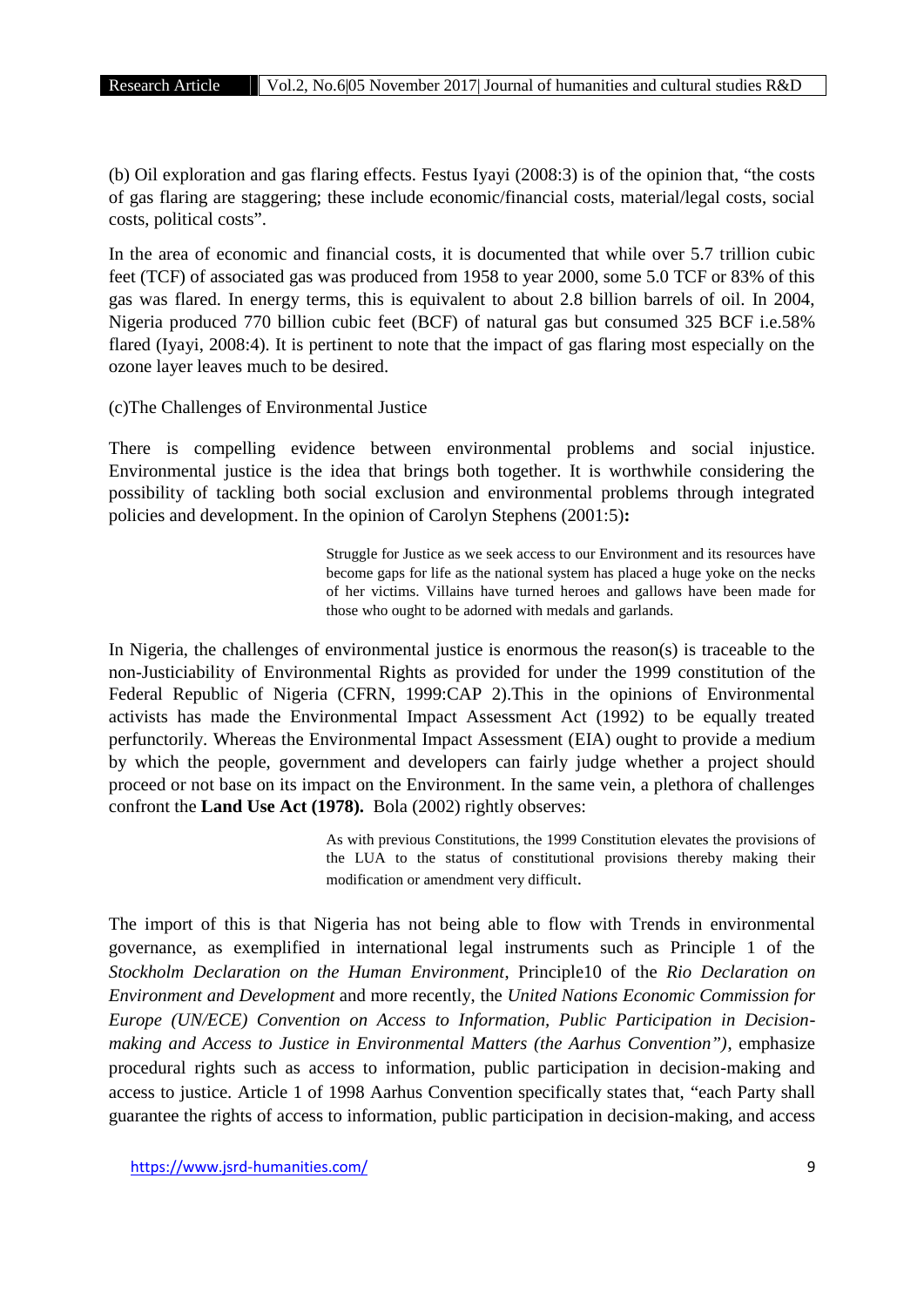(b) Oil exploration and gas flaring effects. Festus Iyayi (2008:3) is of the opinion that, "the costs of gas flaring are staggering; these include economic/financial costs, material/legal costs, social costs, political costs".

In the area of economic and financial costs, it is documented that while over 5.7 trillion cubic feet (TCF) of associated gas was produced from 1958 to year 2000, some 5.0 TCF or 83% of this gas was flared. In energy terms, this is equivalent to about 2.8 billion barrels of oil. In 2004, Nigeria produced 770 billion cubic feet (BCF) of natural gas but consumed 325 BCF i.e.58% flared (Iyayi, 2008:4). It is pertinent to note that the impact of gas flaring most especially on the ozone layer leaves much to be desired.

(c)The Challenges of Environmental Justice

There is compelling evidence between environmental problems and social injustice. Environmental justice is the idea that brings both together. It is worthwhile considering the possibility of tackling both social exclusion and environmental problems through integrated policies and development. In the opinion of Carolyn Stephens (2001:5)**:**

> Struggle for Justice as we seek access to our Environment and its resources have become gaps for life as the national system has placed a huge yoke on the necks of her victims. Villains have turned heroes and gallows have been made for those who ought to be adorned with medals and garlands.

In Nigeria, the challenges of environmental justice is enormous the reason(s) is traceable to the non-Justiciability of Environmental Rights as provided for under the 1999 constitution of the Federal Republic of Nigeria (CFRN, 1999:CAP 2).This in the opinions of Environmental activists has made the Environmental Impact Assessment Act (1992) to be equally treated perfunctorily. Whereas the Environmental Impact Assessment (EIA) ought to provide a medium by which the people, government and developers can fairly judge whether a project should proceed or not base on its impact on the Environment. In the same vein, a plethora of challenges confront the **Land Use Act (1978).** Bola (2002) rightly observes:

> As with previous Constitutions, the 1999 Constitution elevates the provisions of the LUA to the status of constitutional provisions thereby making their modification or amendment very difficult.

The import of this is that Nigeria has not being able to flow with Trends in environmental governance, as exemplified in international legal instruments such as Principle 1 of the *Stockholm Declaration on the Human Environment*, Principle10 of the *Rio Declaration on Environment and Development* and more recently, the *United Nations Economic Commission for Europe (UN/ECE) Convention on Access to Information, Public Participation in Decision-making and Access to Justice in Environmental Matters (the Aarhus Convention")*, emphasize procedural rights such as access to information, public participation in decision-making and access to justice. Article 1 of 1998 Aarhus Convention specifically states that, "each Party shall guarantee the rights of access to information, public participation in decision-making, and access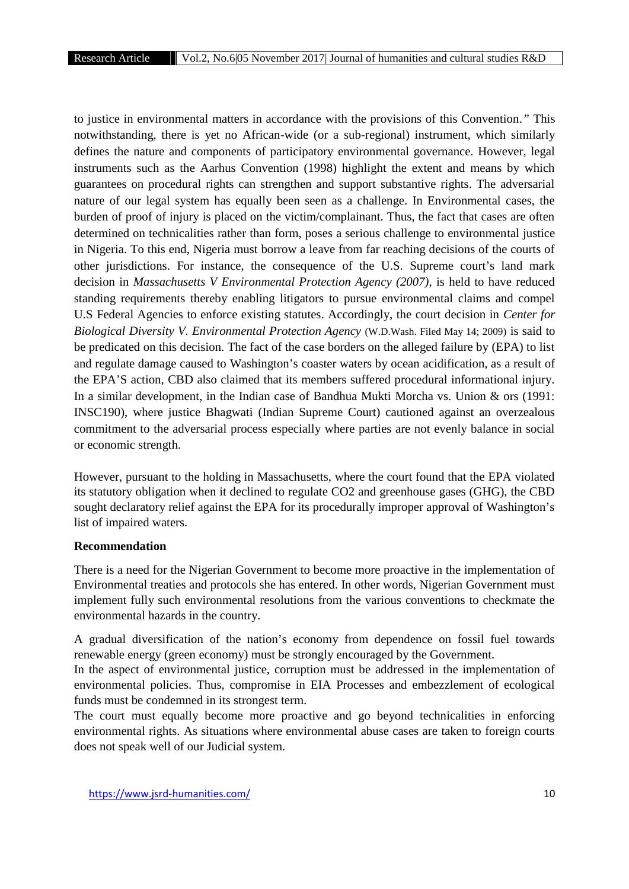to justice in environmental matters in accordance with the provisions of this Convention." This notwithstanding, there is yet no African-wide (or a sub-regional) instrument, which similarly defines the nature and components of participatory environmental governance. However, legal instruments such as the Aarhus Convention (1998) highlight the extent and means by which guarantees on procedural rights can strengthen and support substantive rights. The adversarial nature of our legal system has equally been seen as a challenge. In Environmental cases, the burden of proof of injury is placed on the victim/complainant. Thus, the fact that cases are often determined on technicalities rather than form, poses a serious challenge to environmental justice in Nigeria. To this end, Nigeria must borrow a leave from far reaching decisions of the courts of other jurisdictions. For instance, the consequence of the U.S. Supreme court's land mark decision in *Massachusetts V Environmental Protection Agency (2007)*, is held to have reduced standing requirements thereby enabling litigators to pursue environmental claims and compel U.S Federal Agencies to enforce existing statutes. Accordingly, the court decision in *Center for Biological Diversity V. Environmental Protection Agency* (W.D.Wash. Filed May 14; 2009) is said to be predicated on this decision. The fact of the case borders on the alleged failure by (EPA) to list and regulate damage caused to Washington's coaster waters by ocean acidification, as a result of the EPA'S action, CBD also claimed that its members suffered procedural informational injury. In a similar development, in the Indian case of Bandhua Mukti Morcha vs. Union & ors (1991: INSC190), where justice Bhagwati (Indian Supreme Court) cautioned against an overzealous commitment to the adversarial process especially where parties are not evenly balance in social or economic strength.

However, pursuant to the holding in Massachusetts, where the court found that the EPA violated its statutory obligation when it declined to regulate CO2 and greenhouse gases (GHG), the CBD sought declaratory relief against the EPA for its procedurally improper approval of Washington's list of impaired waters.

**Recommendation**

There is a need for the Nigerian Government to become more proactive in the implementation of Environmental treaties and protocols she has entered. In other words, Nigerian Government must implement fully such environmental resolutions from the various conventions to checkmate the environmental hazards in the country.

A gradual diversification of the nation's economy from dependence on fossil fuel towards renewable energy (green economy) must be strongly encouraged by the Government.

In the aspect of environmental justice, corruption must be addressed in the implementation of environmental policies. Thus, compromise in EIA Processes and embezzlement of ecological funds must be condemned in its strongest term.

The court must equally become more proactive and go beyond technicalities in enforcing environmental rights. As situations where environmental abuse cases are taken to foreign courts does not speak well of our Judicial system.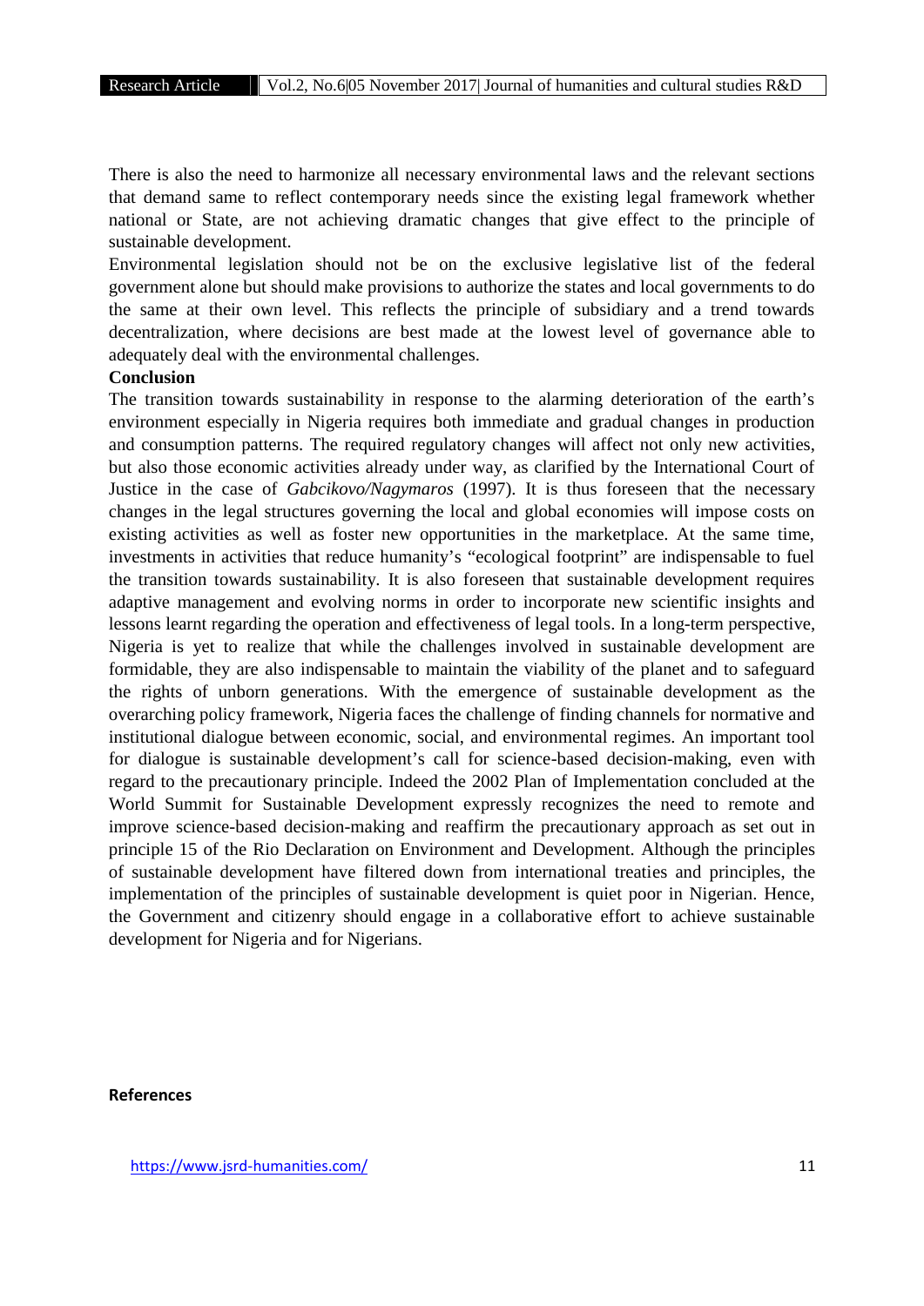There is also the need to harmonize all necessary environmental laws and the relevant sections that demand same to reflect contemporary needs since the existing legal framework whether national or State, are not achieving dramatic changes that give effect to the principle of sustainable development.

Environmental legislation should not be on the exclusive legislative list of the federal government alone but should make provisions to authorize the states and local governments to do the same at their own level. This reflects the principle of subsidiary and a trend towards decentralization, where decisions are best made at the lowest level of governance able to adequately deal with the environmental challenges.

**Conclusion**

The transition towards sustainability in response to the alarming deterioration of the earth's environment especially in Nigeria requires both immediate and gradual changes in production and consumption patterns. The required regulatory changes will affect not only new activities, but also those economic activities already under way, as clarified by the International Court of Justice in the case of *Gabcikovo/Nagymaros* (1997). It is thus foreseen that the necessary changes in the legal structures governing the local and global economies will impose costs on existing activities as well as foster new opportunities in the marketplace. At the same time, investments in activities that reduce humanity's "ecological footprint" are indispensable to fuel the transition towards sustainability. It is also foreseen that sustainable development requires adaptive management and evolving norms in order to incorporate new scientific insights and lessons learnt regarding the operation and effectiveness of legal tools. In a long-term perspective, Nigeria is yet to realize that while the challenges involved in sustainable development are formidable, they are also indispensable to maintain the viability of the planet and to safeguard the rights of unborn generations. With the emergence of sustainable development as the overarching policy framework, Nigeria faces the challenge of finding channels for normative and institutional dialogue between economic, social, and environmental regimes. An important tool for dialogue is sustainable development's call for science-based decision-making, even with regard to the precautionary principle. Indeed the 2002 Plan of Implementation concluded at the World Summit for Sustainable Development expressly recognizes the need to remote and improve science-based decision-making and reaffirm the precautionary approach as set out in principle 15 of the Rio Declaration on Environment and Development. Although the principles of sustainable development have filtered down from international treaties and principles, the implementation of the principles of sustainable development is quiet poor in Nigerian. Hence, the Government and citizenry should engage in a collaborative effort to achieve sustainable development for Nigeria and for Nigerians.

**References**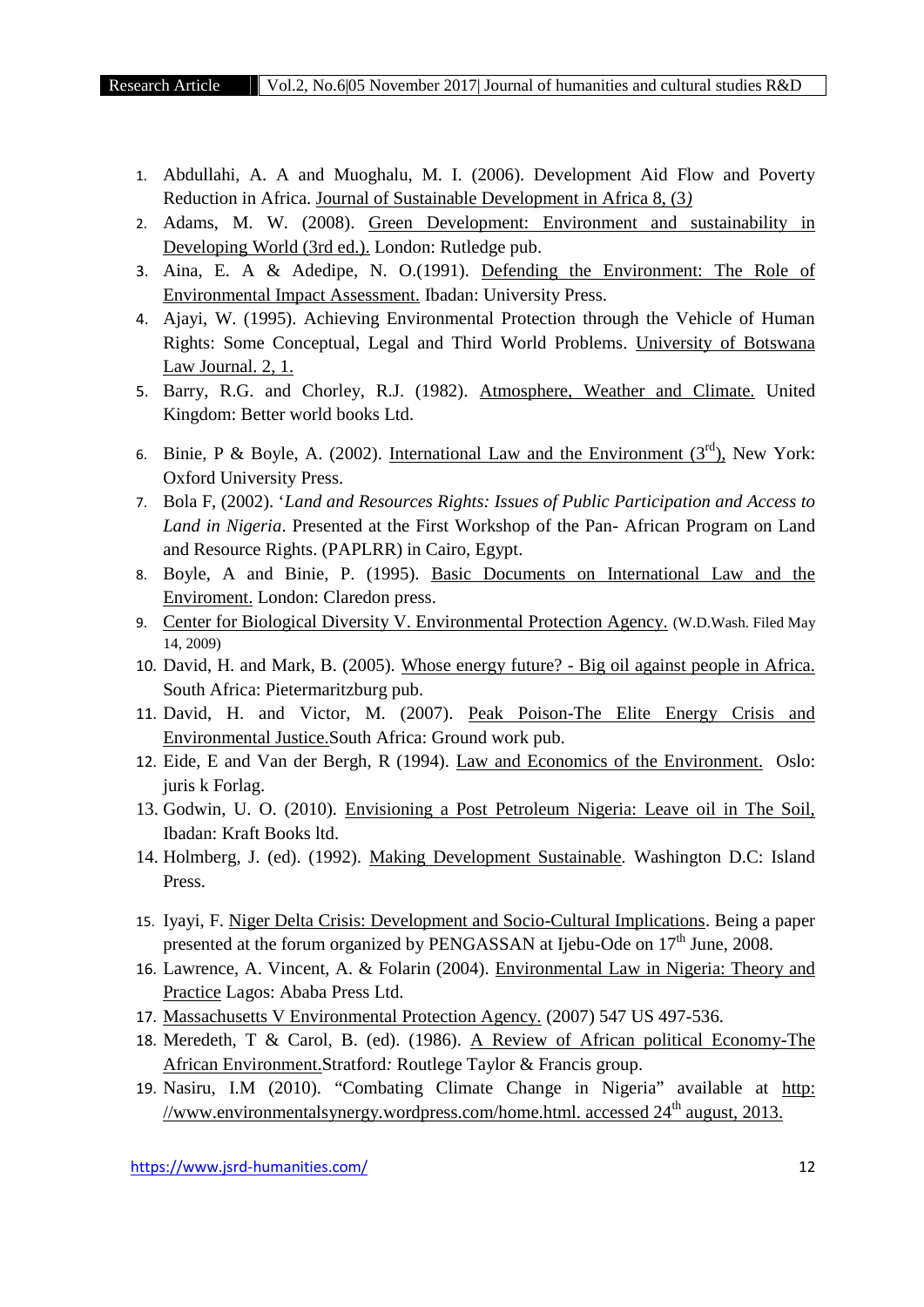1. Abdullahi, A. A and Muoghalu, M. I. (2006). Development Aid Flow and Poverty Reduction in Africa. Journal of Sustainable Development in Africa 8, (3*)*
2. Adams, M. W. (2008). Green Development: Environment and sustainability in Developing World (3rd ed.). London: Rutledge pub.
3. Aina, E. A & Adedipe, N. O.(1991). Defending the Environment: The Role of Environmental Impact Assessment. Ibadan: University Press.
4. Ajayi, W. (1995). Achieving Environmental Protection through the Vehicle of Human Rights: Some Conceptual, Legal and Third World Problems. University of Botswana Law Journal. 2, 1.
5. Barry, R.G. and Chorley, R.J. (1982). Atmosphere, Weather and Climate. United Kingdom: Better world books Ltd.
6. Binie, P & Boyle, A. (2002). International Law and the Environment (3rd), New York: Oxford University Press.
7. Bola F, (2002). '*Land and Resources Rights: Issues of Public Participation and Access to Land in Nigeria*. Presented at the First Workshop of the Pan- African Program on Land and Resource Rights. (PAPLRR) in Cairo, Egypt.
8. Boyle, A and Binie, P. (1995). Basic Documents on International Law and the Enviroment. London: Claredon press.
9. Center for Biological Diversity V. Environmental Protection Agency. (W.D.Wash. Filed May 14, 2009)
10. David, H. and Mark, B. (2005). Whose energy future? - Big oil against people in Africa. South Africa: Pietermaritzburg pub.
11. David, H. and Victor, M. (2007). Peak Poison-The Elite Energy Crisis and Environmental Justice.South Africa: Ground work pub.
12. Eide, E and Van der Bergh, R (1994). Law and Economics of the Environment. Oslo: juris k Forlag.
13. Godwin, U. O. (2010). Envisioning a Post Petroleum Nigeria: Leave oil in The Soil, Ibadan: Kraft Books ltd.
14. Holmberg, J. (ed). (1992). Making Development Sustainable. Washington D.C: Island Press.
15. Iyayi, F. Niger Delta Crisis: Development and Socio-Cultural Implications. Being a paper presented at the forum organized by PENGASSAN at Ijebu-Ode on 17th June, 2008.
16. Lawrence, A. Vincent, A. & Folarin (2004). Environmental Law in Nigeria: Theory and Practice Lagos: Ababa Press Ltd.
17. Massachusetts V Environmental Protection Agency. (2007) 547 US 497-536.
18. Meredeth, T & Carol, B. (ed). (1986). A Review of African political Economy-The African Environment.Stratford*:* Routlege Taylor & Francis group.
19. Nasiru, I.M (2010). "Combating Climate Change in Nigeria" available at http: //www.environmentalsynergy.wordpress.com/home.html. accessed 24th august, 2013.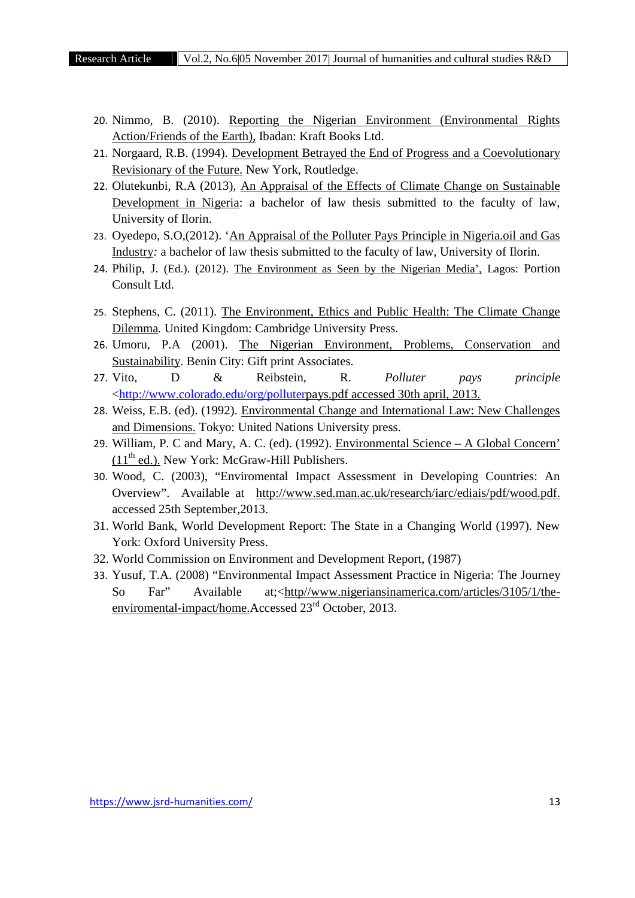20. Nimmo, B. (2010). Reporting the Nigerian Environment (Environmental Rights Action/Friends of the Earth), Ibadan: Kraft Books Ltd.
21. Norgaard, R.B. (1994). Development Betrayed the End of Progress and a Coevolutionary Revisionary of the Future. New York, Routledge.
22. Olutekunbi, R.A (2013), An Appraisal of the Effects of Climate Change on Sustainable Development in Nigeria: a bachelor of law thesis submitted to the faculty of law, University of Ilorin.
23. Oyedepo, S.O,(2012). 'An Appraisal of the Polluter Pays Principle in Nigeria.oil and Gas Industry*:* a bachelor of law thesis submitted to the faculty of law, University of Ilorin.
24. Philip, J. (Ed.). (2012). The Environment as Seen by the Nigerian Media', Lagos: Portion Consult Ltd.
25. Stephens, C. (2011). The Environment, Ethics and Public Health: The Climate Change Dilemma*.* United Kingdom: Cambridge University Press.
26. Umoru, P.A (2001). The Nigerian Environment, Problems, Conservation and Sustainability. Benin City: Gift print Associates.
27. Vito, D & Reibstein, R. *Polluter pays principle* <http://www.colorado.edu/org/polluterpays.pdf accessed 30th april, 2013.
28. Weiss, E.B. (ed). (1992). Environmental Change and International Law: New Challenges and Dimensions. Tokyo: United Nations University press.
29. William, P. C and Mary, A. C. (ed). (1992). Environmental Science – A Global Concern' (11th ed.). New York: McGraw-Hill Publishers.
30. Wood, C. (2003), "Enviromental Impact Assessment in Developing Countries: An Overview". Available at http://www.sed.man.ac.uk/research/iarc/ediais/pdf/wood.pdf. accessed 25th September,2013.
31. World Bank, World Development Report: The State in a Changing World (1997). New York: Oxford University Press.
32. World Commission on Environment and Development Report, (1987)
33. Yusuf, T.A. (2008) "Environmental Impact Assessment Practice in Nigeria: The Journey So Far" Available at;<http//www.nigeriansinamerica.com/articles/3105/1/the-enviromental-impact/home.Accessed 23rd October, 2013.